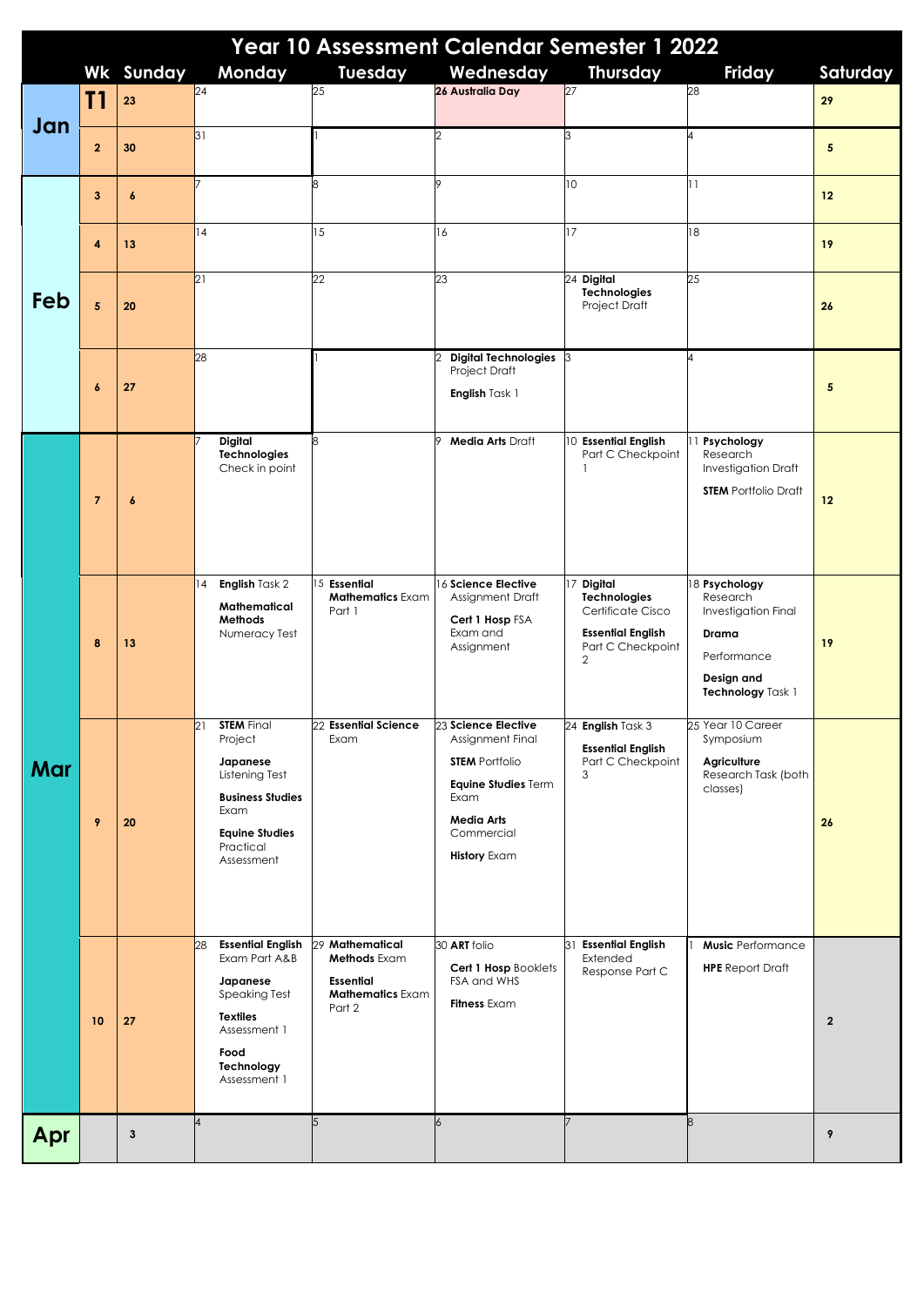# Year 10 Assessment Calendar Semester 1 2022

| | Wk | Sunday | Monday | Tuesday | Wednesday | Thursday | Friday | Saturday |
|---|---|---|---|---|---|---|---|---|
| Jan | T1 | 23 | 24 | 25 | **26 Australia Day** | 27 | 28 | 29 |
| | 2 | 30 | 31 | 1 | 2 | 3 | 4 | 5 |
| Feb | 3 | 6 | 7 | 8 | 9 | 10 | 11 | 12 |
| | 4 | 13 | 14 | 15 | 16 | 17 | 18 | 19 |
| | 5 | 20 | 21 | 22 | 23 | 24 **Digital Technologies** Project Draft | 25 | 26 |
| | 6 | 27 | 28 | 1 | 2 **Digital Technologies** Project Draft<br>**English** Task 1 | 3 | 4 | 5 |
| Mar | 7 | 6 | 7 **Digital Technologies** Check in point | 8 | 9 **Media Arts** Draft | 10 **Essential English** Part C Checkpoint 1 | 11 **Psychology** Research Investigation Draft<br>**STEM** Portfolio Draft | 12 |
| | 8 | 13 | 14 **English** Task 2<br>**Mathematical Methods** Numeracy Test | 15 **Essential Mathematics** Exam Part 1 | 16 **Science Elective** Assignment Draft<br>**Cert 1 Hosp** FSA Exam and Assignment | 17 **Digital Technologies** Certificate Cisco<br>**Essential English** Part C Checkpoint 2 | 18 **Psychology** Research Investigation Final<br>**Drama** Performance<br>**Design and Technology** Task 1 | 19 |
| | 9 | 20 | 21 **STEM** Final Project<br>**Japanese** Listening Test<br>**Business Studies** Exam<br>**Equine Studies** Practical Assessment | 22 **Essential Science** Exam | 23 **Science Elective** Assignment Final<br>**STEM** Portfolio<br>**Equine Studies** Term Exam<br>**Media Arts** Commercial<br>**History** Exam | 24 **English** Task 3<br>**Essential English** Part C Checkpoint 3 | 25 Year 10 Career Symposium<br>**Agriculture** Research Task (both classes) | 26 |
| | 10 | 27 | 28 **Essential English** Exam Part A&B<br>**Japanese** Speaking Test<br>**Textiles** Assessment 1<br>**Food Technology** Assessment 1 | 29 **Mathematical Methods** Exam<br>**Essential Mathematics** Exam Part 2 | 30 **ART** folio<br>**Cert 1 Hosp** Booklets FSA and WHS<br>**Fitness** Exam | 31 **Essential English** Extended Response Part C | 1 **Music** Performance<br>**HPE** Report Draft | 2 |
| Apr | | 3 | 4 | 5 | 6 | 7 | 8 | 9 |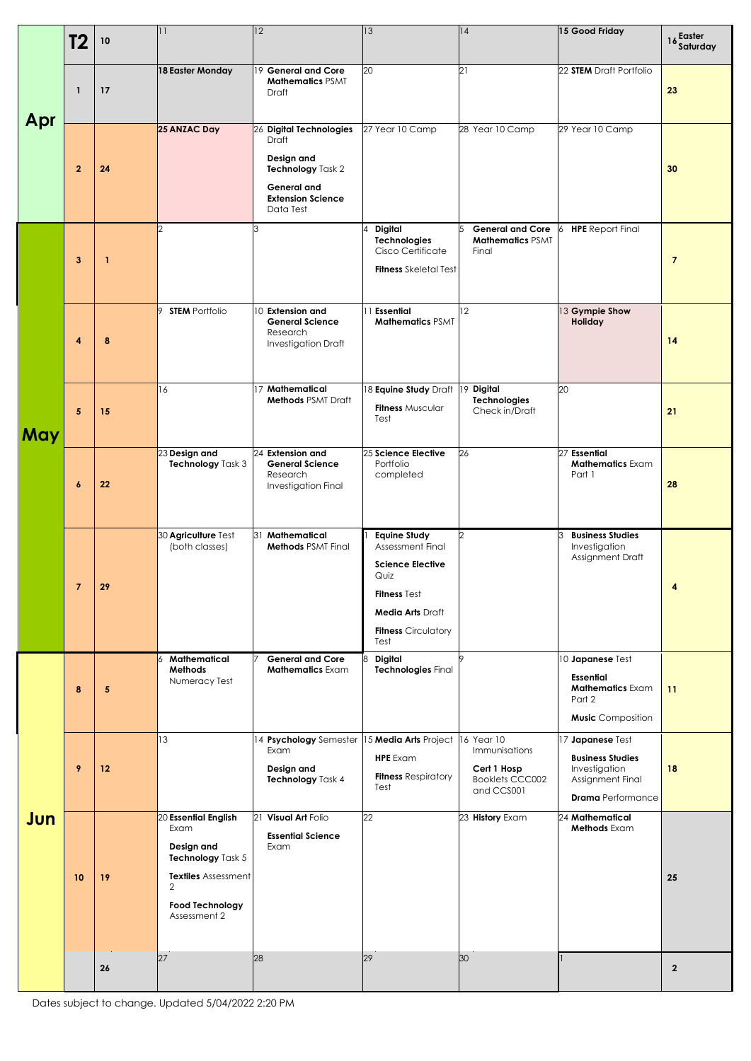| | | | | | | | | |
|---|---|---|---|---|---|---|---|---|
| Apr | T2 | 10 | 11 | 12 | 13 | 14 | 15 Good Friday | 16 Easter Saturday |
| | 1 | 17 | 18 Easter Monday | 19 **General and Core Mathematics** PSMT Draft | 20 | 21 | 22 **STEM** Draft Portfolio | 23 |
| | 2 | 24 | 25 ANZAC Day | 26 **Digital Technologies** Draft<br><br>**Design and Technology** Task 2<br><br>**General and Extension Science** Data Test | 27 Year 10 Camp | 28 Year 10 Camp | 29 Year 10 Camp | 30 |
| May | 3 | 1 | 2 | 3 | 4 **Digital Technologies** Cisco Certificate<br><br>**Fitness** Skeletal Test | 5 **General and Core Mathematics** PSMT Final | 6 **HPE** Report Final | 7 |
| | 4 | 8 | 9 **STEM** Portfolio | 10 **Extension and General Science** Research Investigation Draft | 11 **Essential Mathematics** PSMT | 12 | 13 **Gympie Show Holiday** | 14 |
| | 5 | 15 | 16 | 17 **Mathematical Methods** PSMT Draft | 18 **Equine Study** Draft<br><br>**Fitness** Muscular Test | 19 **Digital Technologies** Check in/Draft | 20 | 21 |
| | 6 | 22 | 23 **Design and Technology** Task 3 | 24 **Extension and General Science** Research Investigation Final | 25 **Science Elective** Portfolio completed | 26 | 27 **Essential Mathematics** Exam Part 1 | 28 |
| | 7 | 29 | 30 **Agriculture** Test (both classes) | 31 **Mathematical Methods** PSMT Final | 1 **Equine Study** Assessment Final<br><br>**Science Elective** Quiz<br><br>**Fitness** Test<br><br>**Media Arts** Draft<br><br>**Fitness** Circulatory Test | 2 | 3 **Business Studies** Investigation Assignment Draft | 4 |
| Jun | 8 | 5 | 6 **Mathematical Methods** Numeracy Test | 7 **General and Core Mathematics** Exam | 8 **Digital Technologies** Final | 9 | 10 **Japanese** Test<br><br>**Essential Mathematics** Exam Part 2<br><br>**Music** Composition | 11 |
| | 9 | 12 | 13 | 14 **Psychology** Semester Exam<br><br>**Design and Technology** Task 4 | 15 **Media Arts** Project<br><br>**HPE** Exam<br><br>**Fitness** Respiratory Test | 16 Year 10 Immunisations<br><br>**Cert 1 Hosp** Booklets CCC002 and CCS001 | 17 **Japanese** Test<br><br>**Business Studies** Investigation Assignment Final<br><br>**Drama** Performance | 18 |
| | 10 | 19 | 20 **Essential English** Exam<br><br>**Design and Technology** Task 5<br><br>**Textiles** Assessment 2<br><br>**Food Technology** Assessment 2 | 21 **Visual Art** Folio<br><br>**Essential Science** Exam | 22 | 23 **History** Exam | 24 **Mathematical Methods** Exam | 25 |
| | | 26 | 27 | 28 | 29 | 30 | 1 | 2 |

Dates subject to change. Updated 5/04/2022 2:20 PM